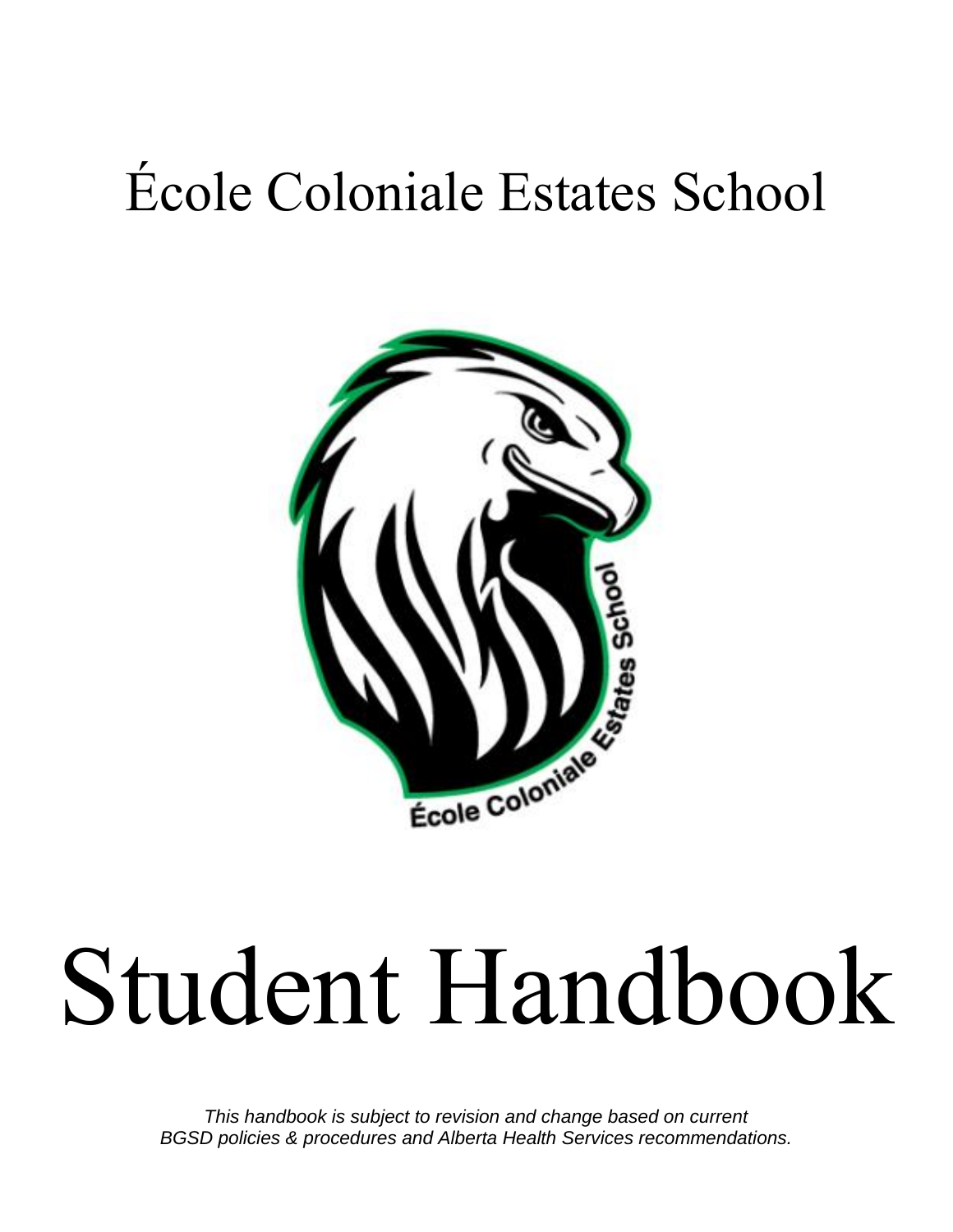# École Coloniale Estates School

# Student Handbook

*This handbook is subject to revision and change based on current BGSD policies & procedures and Alberta Health Services recommendations.*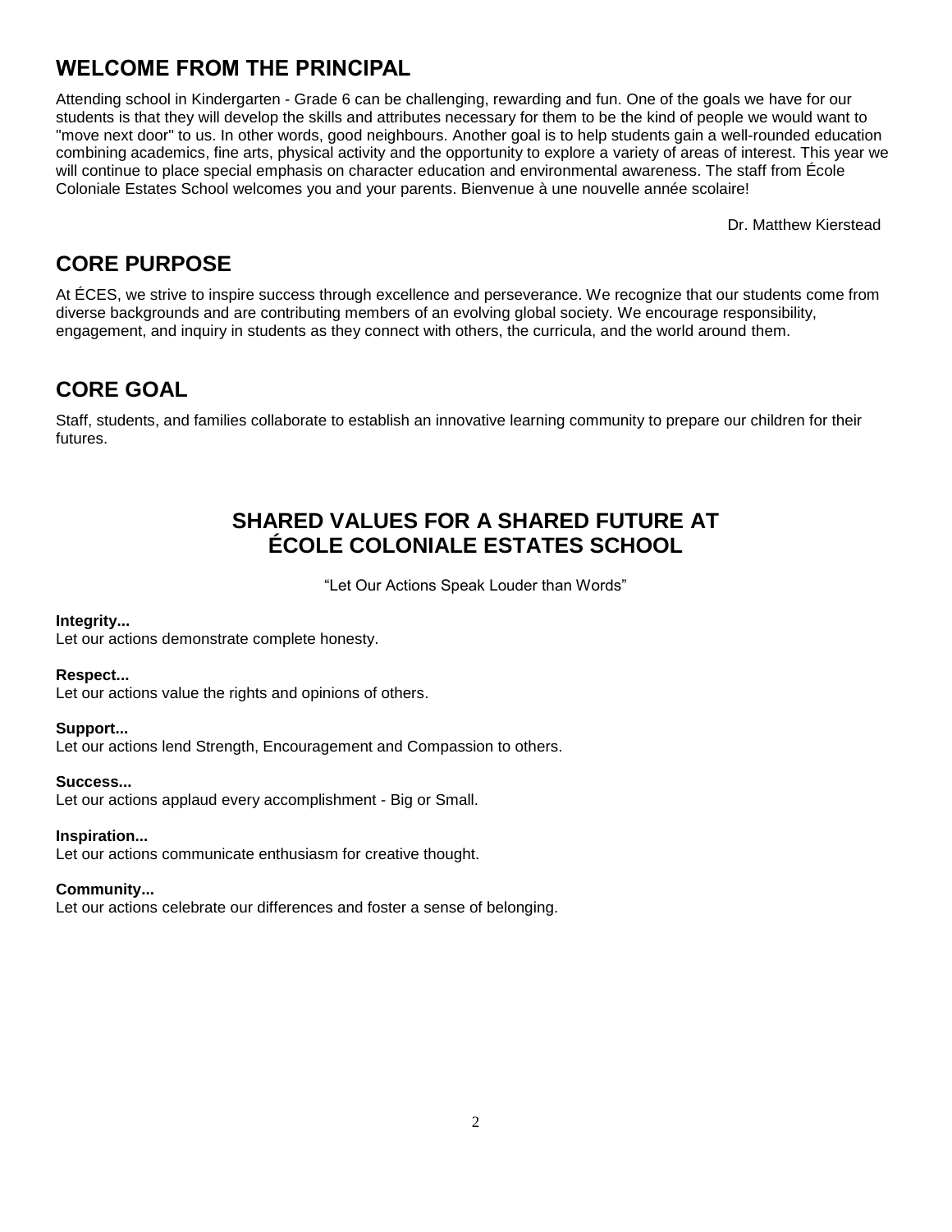## WELCOME FROM THE PRINCIPAL

Attending school in Kindergarten - Grade 6 can be challenging, rewarding and fun. One of the goals we have for our students is that they will develop the skills and attributes necessary for them to be the kind of people we would want to "move next door" to us. In other words, good neighbours. Another goal is to help students gain a well-rounded education combining academics, fine arts, physical activity and the opportunity to explore a variety of areas of interest. This year we will continue to place special emphasis on character education and environmental awareness. The staff from École Coloniale Estates School welcomes you and your parents. Bienvenue à une nouvelle année scolaire!

Dr. Matthew Kierstead

## CORE PURPOSE

At ÉCES, we strive to inspire success through excellence and perseverance. We recognize that our students come from diverse backgrounds and are contributing members of an evolving global society. We encourage responsibility, engagement, and inquiry in students as they connect with others, the curricula, and the world around them.

## CORE GOAL

Staff, students, and families collaborate to establish an innovative learning community to prepare our children for their futures.

## SHARED VALUES FOR A SHARED FUTURE AT ÉCOLE COLONIALE ESTATES SCHOOL

"Let Our Actions Speak Louder than Words"

**Integrity...**
Let our actions demonstrate complete honesty.

**Respect...**
Let our actions value the rights and opinions of others.

**Support...**
Let our actions lend Strength, Encouragement and Compassion to others.

**Success...**
Let our actions applaud every accomplishment - Big or Small.

**Inspiration...**
Let our actions communicate enthusiasm for creative thought.

**Community...**
Let our actions celebrate our differences and foster a sense of belonging.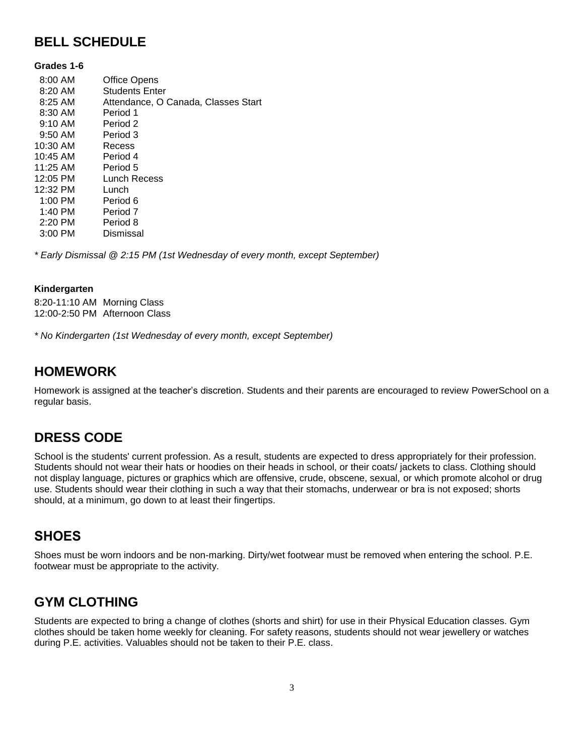## BELL SCHEDULE

**Grades 1-6**

| | |
|---|---|
| 8:00 AM | Office Opens |
| 8:20 AM | Students Enter |
| 8:25 AM | Attendance, O Canada, Classes Start |
| 8:30 AM | Period 1 |
| 9:10 AM | Period 2 |
| 9:50 AM | Period 3 |
| 10:30 AM | Recess |
| 10:45 AM | Period 4 |
| 11:25 AM | Period 5 |
| 12:05 PM | Lunch Recess |
| 12:32 PM | Lunch |
| 1:00 PM | Period 6 |
| 1:40 PM | Period 7 |
| 2:20 PM | Period 8 |
| 3:00 PM | Dismissal |

*\* Early Dismissal @ 2:15 PM (1st Wednesday of every month, except September)*

**Kindergarten**

8:20-11:10 AM Morning Class
12:00-2:50 PM Afternoon Class

*\* No Kindergarten (1st Wednesday of every month, except September)*

## HOMEWORK

Homework is assigned at the teacher's discretion. Students and their parents are encouraged to review PowerSchool on a regular basis.

## DRESS CODE

School is the students' current profession. As a result, students are expected to dress appropriately for their profession. Students should not wear their hats or hoodies on their heads in school, or their coats/ jackets to class. Clothing should not display language, pictures or graphics which are offensive, crude, obscene, sexual, or which promote alcohol or drug use. Students should wear their clothing in such a way that their stomachs, underwear or bra is not exposed; shorts should, at a minimum, go down to at least their fingertips.

## SHOES

Shoes must be worn indoors and be non-marking. Dirty/wet footwear must be removed when entering the school. P.E. footwear must be appropriate to the activity.

## GYM CLOTHING

Students are expected to bring a change of clothes (shorts and shirt) for use in their Physical Education classes. Gym clothes should be taken home weekly for cleaning. For safety reasons, students should not wear jewellery or watches during P.E. activities. Valuables should not be taken to their P.E. class.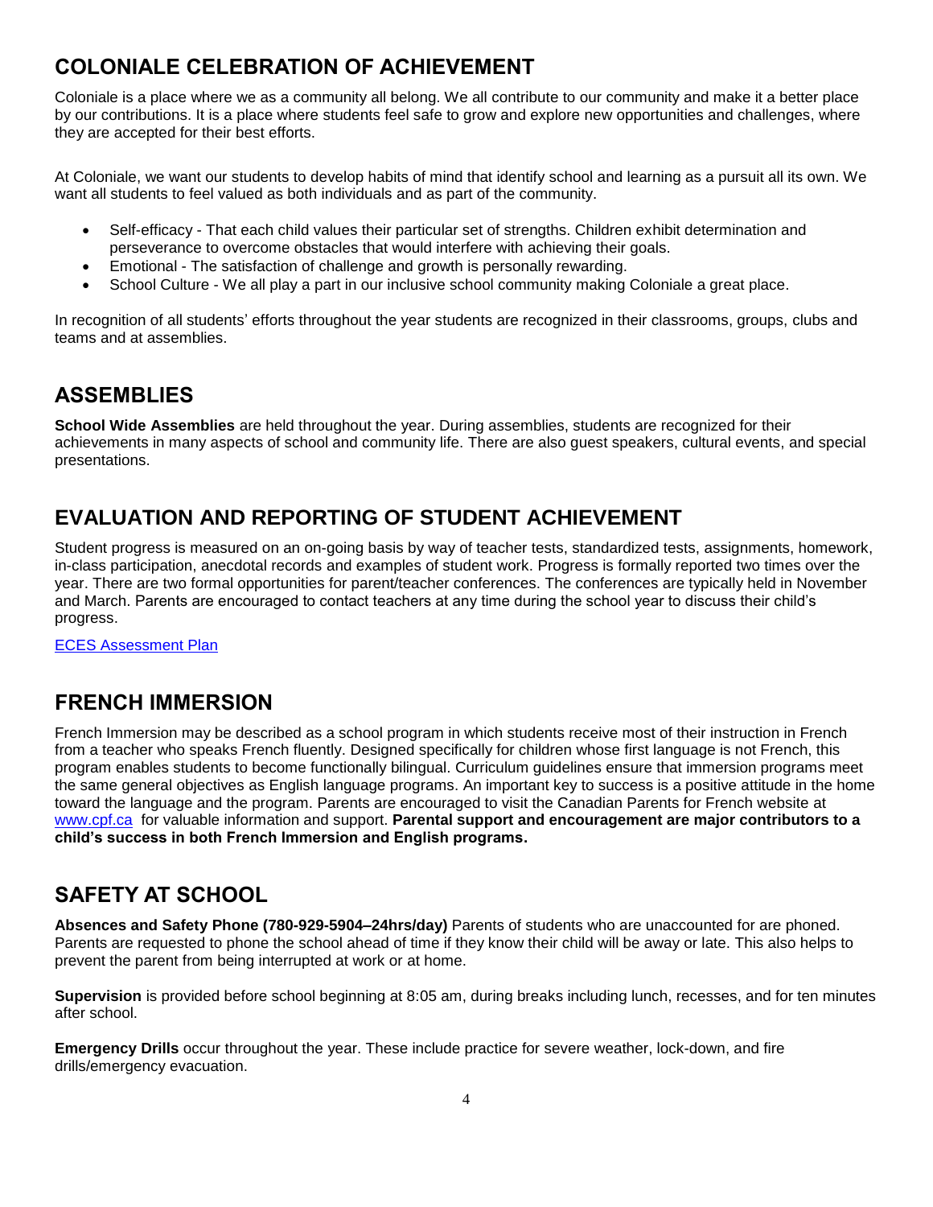## COLONIALE CELEBRATION OF ACHIEVEMENT

Coloniale is a place where we as a community all belong. We all contribute to our community and make it a better place by our contributions. It is a place where students feel safe to grow and explore new opportunities and challenges, where they are accepted for their best efforts.

At Coloniale, we want our students to develop habits of mind that identify school and learning as a pursuit all its own. We want all students to feel valued as both individuals and as part of the community.

- Self-efficacy - That each child values their particular set of strengths. Children exhibit determination and perseverance to overcome obstacles that would interfere with achieving their goals.
- Emotional - The satisfaction of challenge and growth is personally rewarding.
- School Culture - We all play a part in our inclusive school community making Coloniale a great place.

In recognition of all students' efforts throughout the year students are recognized in their classrooms, groups, clubs and teams and at assemblies.

## ASSEMBLIES

**School Wide Assemblies** are held throughout the year. During assemblies, students are recognized for their achievements in many aspects of school and community life. There are also guest speakers, cultural events, and special presentations.

## EVALUATION AND REPORTING OF STUDENT ACHIEVEMENT

Student progress is measured on an on-going basis by way of teacher tests, standardized tests, assignments, homework, in-class participation, anecdotal records and examples of student work. Progress is formally reported two times over the year. There are two formal opportunities for parent/teacher conferences. The conferences are typically held in November and March. Parents are encouraged to contact teachers at any time during the school year to discuss their child's progress.

[ECES Assessment Plan]

## FRENCH IMMERSION

French Immersion may be described as a school program in which students receive most of their instruction in French from a teacher who speaks French fluently. Designed specifically for children whose first language is not French, this program enables students to become functionally bilingual. Curriculum guidelines ensure that immersion programs meet the same general objectives as English language programs. An important key to success is a positive attitude in the home toward the language and the program. Parents are encouraged to visit the Canadian Parents for French website at www.cpf.ca for valuable information and support. **Parental support and encouragement are major contributors to a child's success in both French Immersion and English programs.**

## SAFETY AT SCHOOL

**Absences and Safety Phone (780-929-5904–24hrs/day)** Parents of students who are unaccounted for are phoned. Parents are requested to phone the school ahead of time if they know their child will be away or late. This also helps to prevent the parent from being interrupted at work or at home.

**Supervision** is provided before school beginning at 8:05 am, during breaks including lunch, recesses, and for ten minutes after school.

**Emergency Drills** occur throughout the year. These include practice for severe weather, lock-down, and fire drills/emergency evacuation.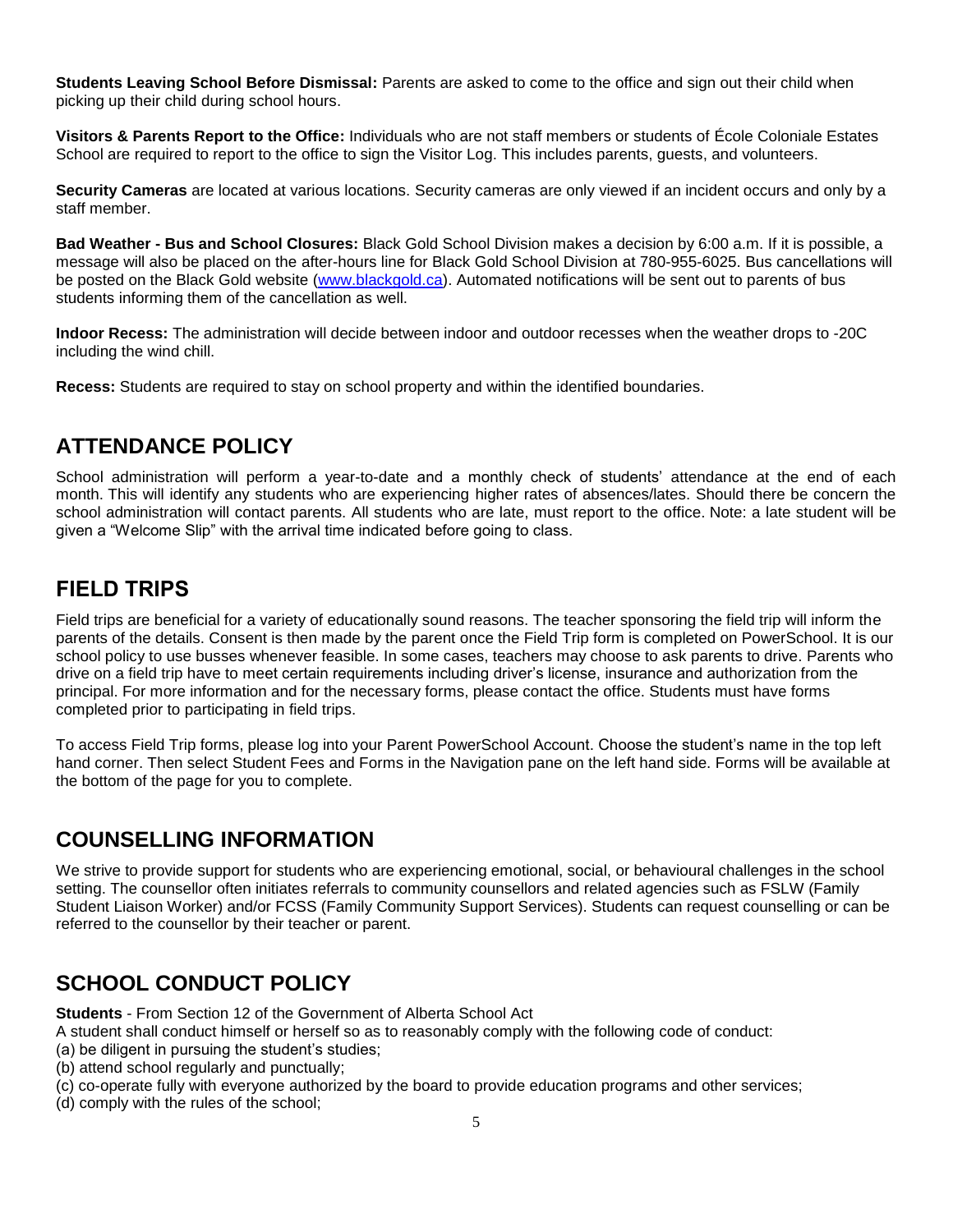**Students Leaving School Before Dismissal:** Parents are asked to come to the office and sign out their child when picking up their child during school hours.

**Visitors & Parents Report to the Office:** Individuals who are not staff members or students of École Coloniale Estates School are required to report to the office to sign the Visitor Log. This includes parents, guests, and volunteers.

**Security Cameras** are located at various locations. Security cameras are only viewed if an incident occurs and only by a staff member.

**Bad Weather - Bus and School Closures:** Black Gold School Division makes a decision by 6:00 a.m. If it is possible, a message will also be placed on the after-hours line for Black Gold School Division at 780-955-6025. Bus cancellations will be posted on the Black Gold website (www.blackgold.ca). Automated notifications will be sent out to parents of bus students informing them of the cancellation as well.

**Indoor Recess:** The administration will decide between indoor and outdoor recesses when the weather drops to -20C including the wind chill.

**Recess:** Students are required to stay on school property and within the identified boundaries.

## ATTENDANCE POLICY

School administration will perform a year-to-date and a monthly check of students' attendance at the end of each month. This will identify any students who are experiencing higher rates of absences/lates. Should there be concern the school administration will contact parents. All students who are late, must report to the office. Note: a late student will be given a "Welcome Slip" with the arrival time indicated before going to class.

## FIELD TRIPS

Field trips are beneficial for a variety of educationally sound reasons. The teacher sponsoring the field trip will inform the parents of the details. Consent is then made by the parent once the Field Trip form is completed on PowerSchool. It is our school policy to use busses whenever feasible. In some cases, teachers may choose to ask parents to drive. Parents who drive on a field trip have to meet certain requirements including driver's license, insurance and authorization from the principal. For more information and for the necessary forms, please contact the office. Students must have forms completed prior to participating in field trips.

To access Field Trip forms, please log into your Parent PowerSchool Account. Choose the student's name in the top left hand corner. Then select Student Fees and Forms in the Navigation pane on the left hand side. Forms will be available at the bottom of the page for you to complete.

## COUNSELLING INFORMATION

We strive to provide support for students who are experiencing emotional, social, or behavioural challenges in the school setting. The counsellor often initiates referrals to community counsellors and related agencies such as FSLW (Family Student Liaison Worker) and/or FCSS (Family Community Support Services). Students can request counselling or can be referred to the counsellor by their teacher or parent.

## SCHOOL CONDUCT POLICY

**Students** - From Section 12 of the Government of Alberta School Act

A student shall conduct himself or herself so as to reasonably comply with the following code of conduct:

(a) be diligent in pursuing the student's studies;
(b) attend school regularly and punctually;
(c) co-operate fully with everyone authorized by the board to provide education programs and other services;
(d) comply with the rules of the school;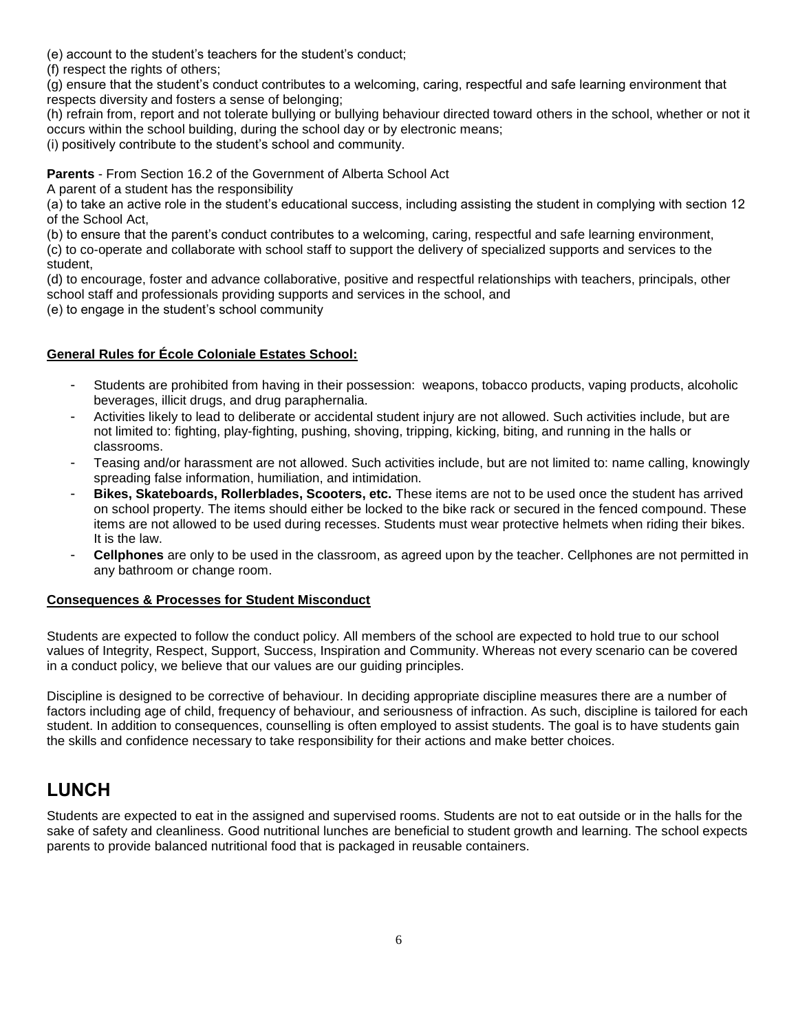(e) account to the student's teachers for the student's conduct;
(f) respect the rights of others;
(g) ensure that the student's conduct contributes to a welcoming, caring, respectful and safe learning environment that respects diversity and fosters a sense of belonging;
(h) refrain from, report and not tolerate bullying or bullying behaviour directed toward others in the school, whether or not it occurs within the school building, during the school day or by electronic means;
(i) positively contribute to the student's school and community.

**Parents** - From Section 16.2 of the Government of Alberta School Act
A parent of a student has the responsibility
(a) to take an active role in the student's educational success, including assisting the student in complying with section 12 of the School Act,
(b) to ensure that the parent's conduct contributes to a welcoming, caring, respectful and safe learning environment,
(c) to co-operate and collaborate with school staff to support the delivery of specialized supports and services to the student,
(d) to encourage, foster and advance collaborative, positive and respectful relationships with teachers, principals, other school staff and professionals providing supports and services in the school, and
(e) to engage in the student's school community

**General Rules for École Coloniale Estates School:**

- Students are prohibited from having in their possession: weapons, tobacco products, vaping products, alcoholic beverages, illicit drugs, and drug paraphernalia.
- Activities likely to lead to deliberate or accidental student injury are not allowed. Such activities include, but are not limited to: fighting, play-fighting, pushing, shoving, tripping, kicking, biting, and running in the halls or classrooms.
- Teasing and/or harassment are not allowed. Such activities include, but are not limited to: name calling, knowingly spreading false information, humiliation, and intimidation.
- **Bikes, Skateboards, Rollerblades, Scooters, etc.** These items are not to be used once the student has arrived on school property. The items should either be locked to the bike rack or secured in the fenced compound. These items are not allowed to be used during recesses. Students must wear protective helmets when riding their bikes. It is the law.
- **Cellphones** are only to be used in the classroom, as agreed upon by the teacher. Cellphones are not permitted in any bathroom or change room.

**Consequences & Processes for Student Misconduct**

Students are expected to follow the conduct policy. All members of the school are expected to hold true to our school values of Integrity, Respect, Support, Success, Inspiration and Community. Whereas not every scenario can be covered in a conduct policy, we believe that our values are our guiding principles.

Discipline is designed to be corrective of behaviour. In deciding appropriate discipline measures there are a number of factors including age of child, frequency of behaviour, and seriousness of infraction. As such, discipline is tailored for each student. In addition to consequences, counselling is often employed to assist students. The goal is to have students gain the skills and confidence necessary to take responsibility for their actions and make better choices.

## LUNCH

Students are expected to eat in the assigned and supervised rooms. Students are not to eat outside or in the halls for the sake of safety and cleanliness. Good nutritional lunches are beneficial to student growth and learning. The school expects parents to provide balanced nutritional food that is packaged in reusable containers.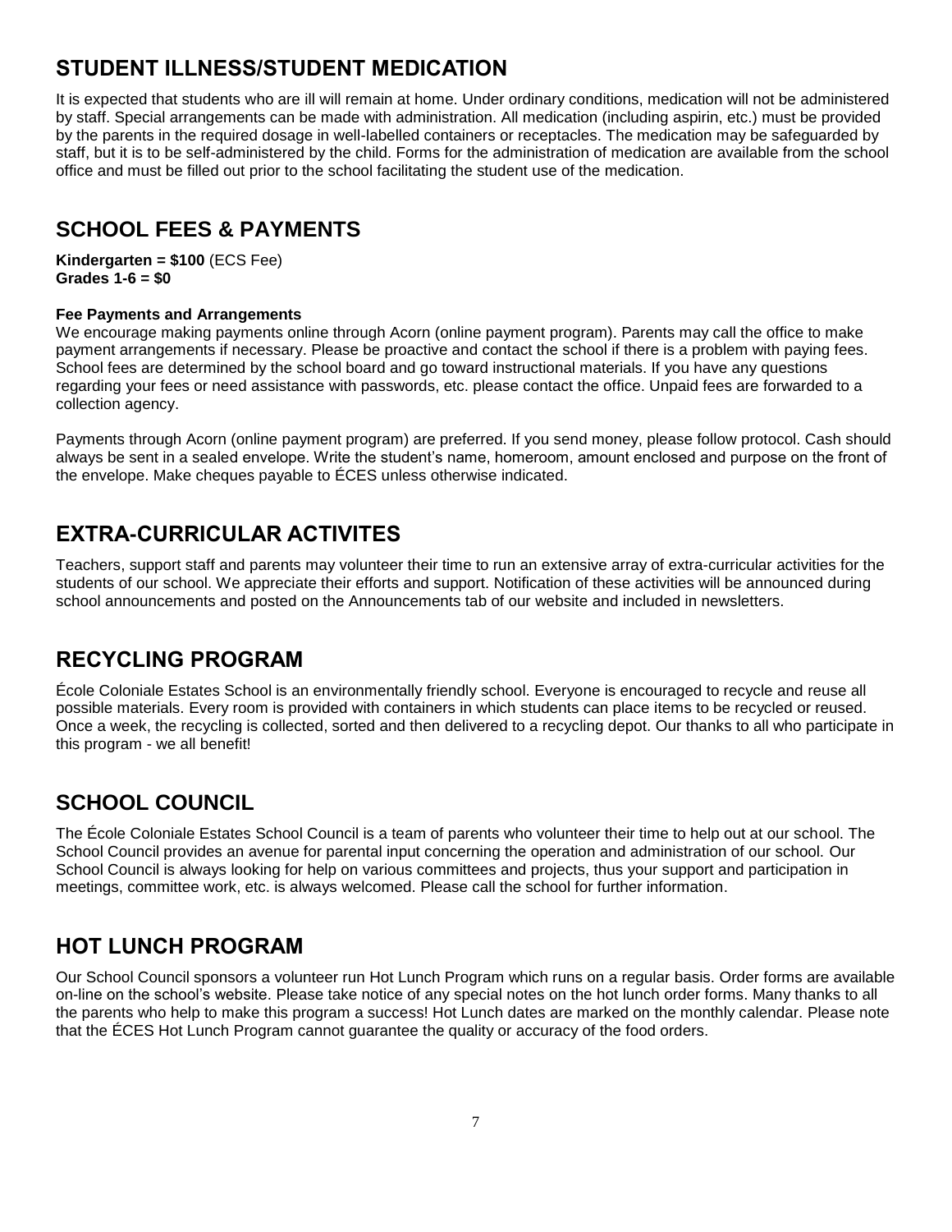## STUDENT ILLNESS/STUDENT MEDICATION

It is expected that students who are ill will remain at home. Under ordinary conditions, medication will not be administered by staff. Special arrangements can be made with administration. All medication (including aspirin, etc.) must be provided by the parents in the required dosage in well-labelled containers or receptacles. The medication may be safeguarded by staff, but it is to be self-administered by the child. Forms for the administration of medication are available from the school office and must be filled out prior to the school facilitating the student use of the medication.

## SCHOOL FEES & PAYMENTS

**Kindergarten = $100** (ECS Fee)
**Grades 1-6 = $0**

**Fee Payments and Arrangements**

We encourage making payments online through Acorn (online payment program). Parents may call the office to make payment arrangements if necessary. Please be proactive and contact the school if there is a problem with paying fees. School fees are determined by the school board and go toward instructional materials. If you have any questions regarding your fees or need assistance with passwords, etc. please contact the office. Unpaid fees are forwarded to a collection agency.

Payments through Acorn (online payment program) are preferred. If you send money, please follow protocol. Cash should always be sent in a sealed envelope. Write the student's name, homeroom, amount enclosed and purpose on the front of the envelope. Make cheques payable to ÉCES unless otherwise indicated.

## EXTRA-CURRICULAR ACTIVITES

Teachers, support staff and parents may volunteer their time to run an extensive array of extra-curricular activities for the students of our school. We appreciate their efforts and support. Notification of these activities will be announced during school announcements and posted on the Announcements tab of our website and included in newsletters.

## RECYCLING PROGRAM

École Coloniale Estates School is an environmentally friendly school. Everyone is encouraged to recycle and reuse all possible materials. Every room is provided with containers in which students can place items to be recycled or reused. Once a week, the recycling is collected, sorted and then delivered to a recycling depot. Our thanks to all who participate in this program - we all benefit!

## SCHOOL COUNCIL

The École Coloniale Estates School Council is a team of parents who volunteer their time to help out at our school. The School Council provides an avenue for parental input concerning the operation and administration of our school. Our School Council is always looking for help on various committees and projects, thus your support and participation in meetings, committee work, etc. is always welcomed. Please call the school for further information.

## HOT LUNCH PROGRAM

Our School Council sponsors a volunteer run Hot Lunch Program which runs on a regular basis. Order forms are available on-line on the school's website. Please take notice of any special notes on the hot lunch order forms. Many thanks to all the parents who help to make this program a success! Hot Lunch dates are marked on the monthly calendar. Please note that the ÉCES Hot Lunch Program cannot guarantee the quality or accuracy of the food orders.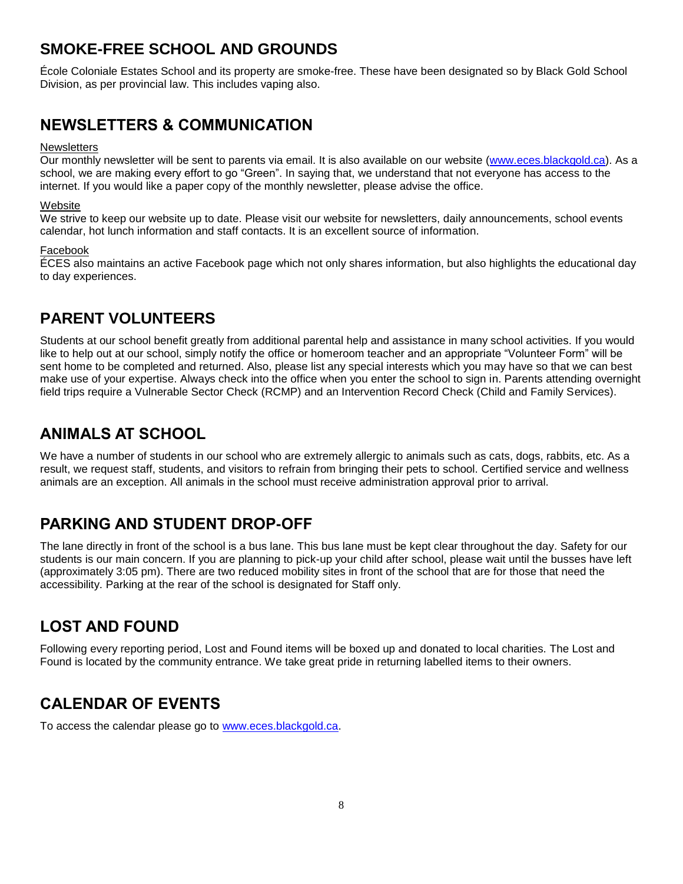## SMOKE-FREE SCHOOL AND GROUNDS

École Coloniale Estates School and its property are smoke-free. These have been designated so by Black Gold School Division, as per provincial law. This includes vaping also.

## NEWSLETTERS & COMMUNICATION

Newsletters

Our monthly newsletter will be sent to parents via email. It is also available on our website (www.eces.blackgold.ca). As a school, we are making every effort to go "Green". In saying that, we understand that not everyone has access to the internet. If you would like a paper copy of the monthly newsletter, please advise the office.

Website

We strive to keep our website up to date. Please visit our website for newsletters, daily announcements, school events calendar, hot lunch information and staff contacts. It is an excellent source of information.

Facebook

ÉCES also maintains an active Facebook page which not only shares information, but also highlights the educational day to day experiences.

## PARENT VOLUNTEERS

Students at our school benefit greatly from additional parental help and assistance in many school activities. If you would like to help out at our school, simply notify the office or homeroom teacher and an appropriate "Volunteer Form" will be sent home to be completed and returned. Also, please list any special interests which you may have so that we can best make use of your expertise. Always check into the office when you enter the school to sign in. Parents attending overnight field trips require a Vulnerable Sector Check (RCMP) and an Intervention Record Check (Child and Family Services).

## ANIMALS AT SCHOOL

We have a number of students in our school who are extremely allergic to animals such as cats, dogs, rabbits, etc. As a result, we request staff, students, and visitors to refrain from bringing their pets to school. Certified service and wellness animals are an exception. All animals in the school must receive administration approval prior to arrival.

## PARKING AND STUDENT DROP-OFF

The lane directly in front of the school is a bus lane. This bus lane must be kept clear throughout the day. Safety for our students is our main concern. If you are planning to pick-up your child after school, please wait until the busses have left (approximately 3:05 pm). There are two reduced mobility sites in front of the school that are for those that need the accessibility. Parking at the rear of the school is designated for Staff only.

## LOST AND FOUND

Following every reporting period, Lost and Found items will be boxed up and donated to local charities. The Lost and Found is located by the community entrance. We take great pride in returning labelled items to their owners.

## CALENDAR OF EVENTS

To access the calendar please go to www.eces.blackgold.ca.